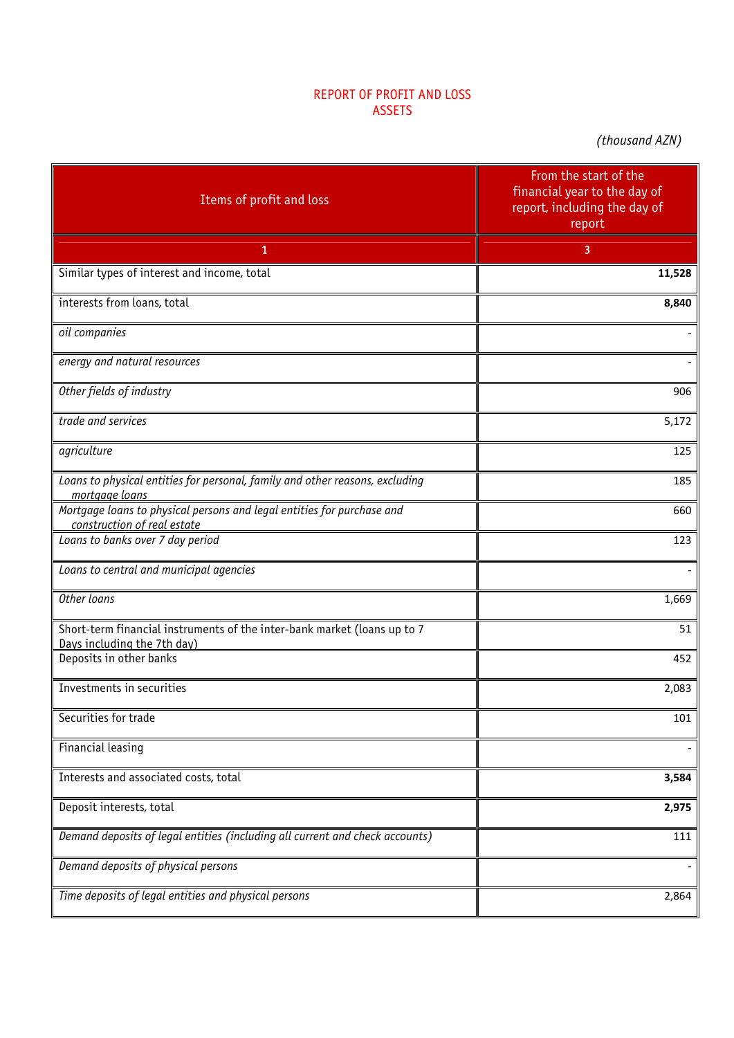# REPORT OF PROFIT AND LOSS
## ASSETS

*(thousand AZN)*

| Items of profit and loss | From the start of the financial year to the day of report, including the day of report |
|---|---|
| 1 | 3 |
| Similar types of interest and income, total | **11,528** |
| interests from loans, total | **8,840** |
| *oil companies* | - |
| *energy and natural resources* | - |
| *Other fields of industry* | 906 |
| *trade and services* | 5,172 |
| *agriculture* | 125 |
| *Loans to physical entities for personal, family and other reasons, excluding mortgage loans* | 185 |
| *Mortgage loans to physical persons and legal entities for purchase and construction of real estate* | 660 |
| *Loans to banks over 7 day period* | 123 |
| *Loans to central and municipal agencies* | - |
| *Other loans* | 1,669 |
| Short-term financial instruments of the inter-bank market (loans up to 7 Days including the 7th day) | 51 |
| Deposits in other banks | 452 |
| Investments in securities | 2,083 |
| Securities for trade | 101 |
| Financial leasing | - |
| Interests and associated costs, total | **3,584** |
| Deposit interests, total | **2,975** |
| *Demand deposits of legal entities (including all current and check accounts)* | 111 |
| *Demand deposits of physical persons* | - |
| *Time deposits of legal entities and physical persons* | 2,864 |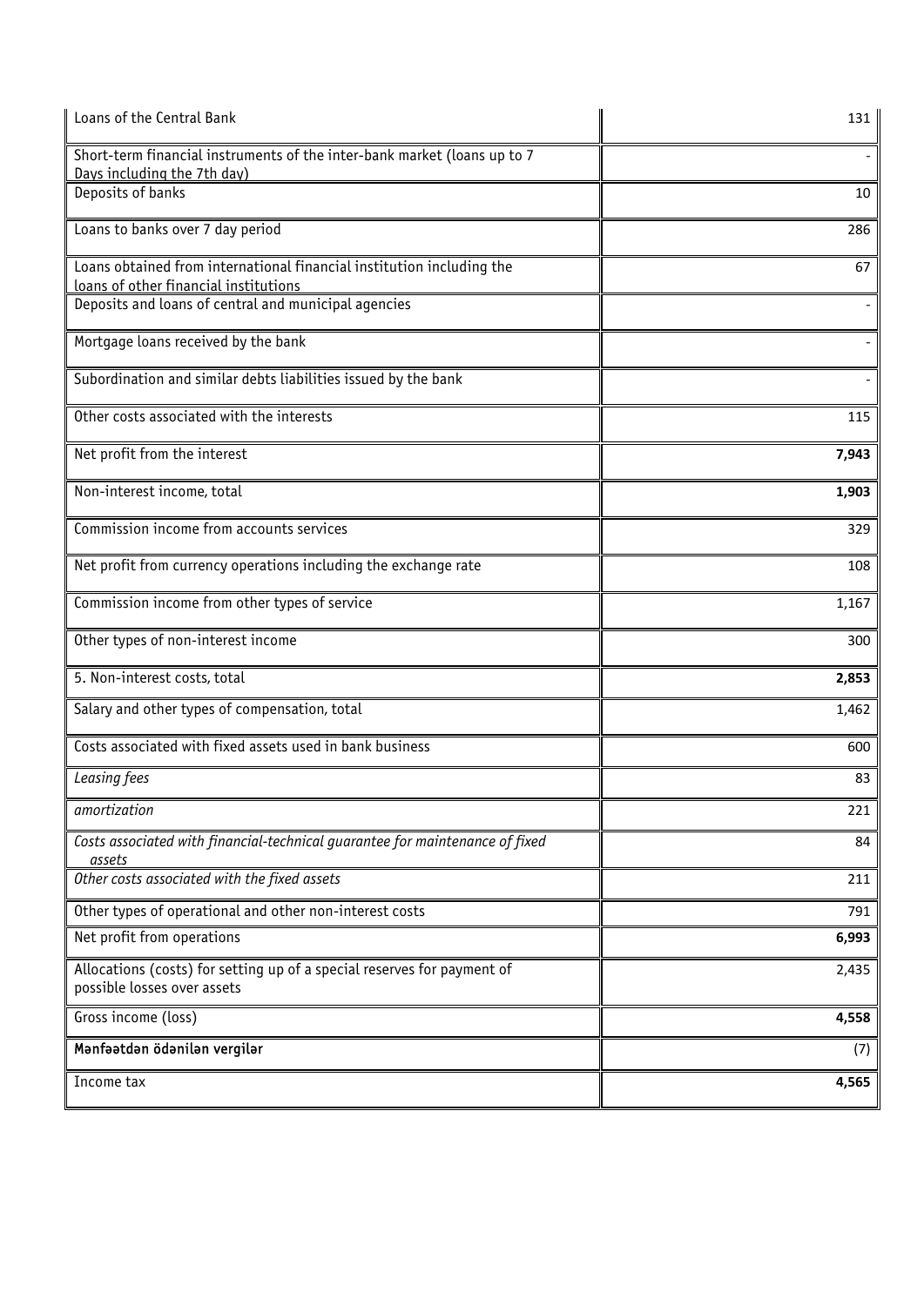| | |
|---|---|
| Loans of the Central Bank | 131 |
| Short-term financial instruments of the inter-bank market (loans up to 7 Days including the 7th day) | - |
| Deposits of banks | 10 |
| Loans to banks over 7 day period | 286 |
| Loans obtained from international financial institution including the loans of other financial institutions | 67 |
| Deposits and loans of central and municipal agencies | - |
| Mortgage loans received by the bank | - |
| Subordination and similar debts liabilities issued by the bank | - |
| Other costs associated with the interests | 115 |
| Net profit from the interest | **7,943** |
| Non-interest income, total | **1,903** |
| Commission income from accounts services | 329 |
| Net profit from currency operations including the exchange rate | 108 |
| Commission income from other types of service | 1,167 |
| Other types of non-interest income | 300 |
| 5. Non-interest costs, total | **2,853** |
| Salary and other types of compensation, total | 1,462 |
| Costs associated with fixed assets used in bank business | 600 |
| *Leasing fees* | 83 |
| *amortization* | 221 |
| *Costs associated with financial-technical guarantee for maintenance of fixed assets* | 84 |
| *Other costs associated with the fixed assets* | 211 |
| Other types of operational and other non-interest costs | 791 |
| Net profit from operations | **6,993** |
| Allocations (costs) for setting up of a special reserves for payment of possible losses over assets | 2,435 |
| Gross income (loss) | **4,558** |
| **Mənfəətdən ödənilən vergilər** | (7) |
| Income tax | **4,565** |